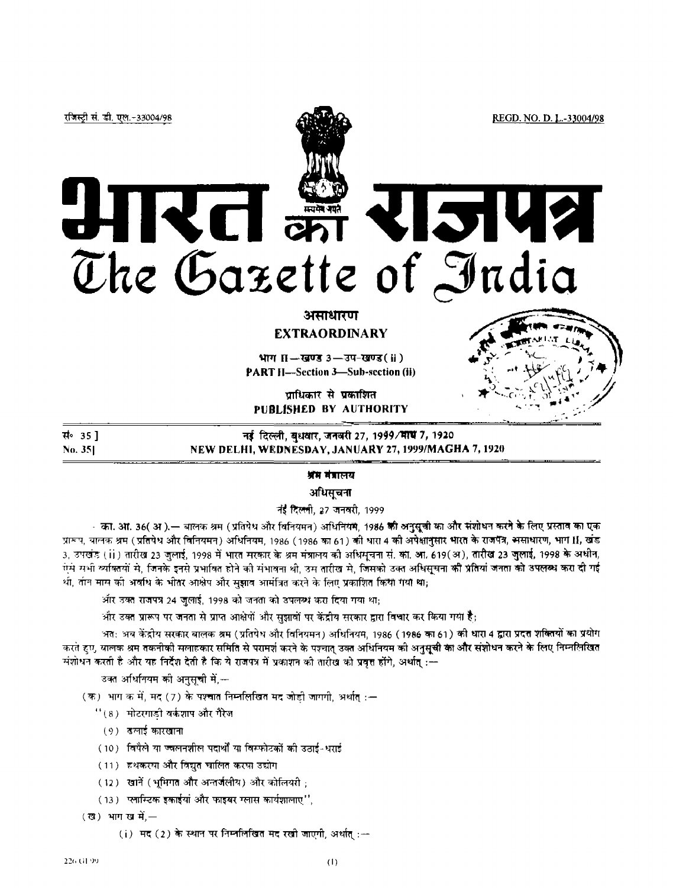रजिस्ट्री सं. डी. एल.-33004/98 REGD. NO. D. L.-33004/98

# भारत का राजपत्र
# The Gazette of India

**असाधारण**
**EXTRAORDINARY**

भाग II—खण्ड 3—उप-खण्ड (ii)
PART II—Section 3—Sub-section (ii)

प्राधिकार से प्रकाशित
PUBLISHED BY AUTHORITY

सं॰ 35] नई दिल्ली, बुधवार, जनवरी 27, 1999/माघ 7, 1920
No. 35] NEW DELHI, WEDNESDAY, JANUARY 27, 1999/MAGHA 7, 1920

## श्रम मंत्रालय

### अधिसूचना

नई दिल्ली, 27 जनवरी, 1999

**का. आ. 36(अ).—** बालक श्रम (प्रतिषेध और विनियमन) अधिनियम, 1986 की अनुसूची का और संशोधन करने के लिए प्रस्ताव का एक प्रारूप, बालक श्रम (प्रतिषेध और विनियमन) अधिनियम, 1986 (1986 का 61) की धारा 4 की अपेक्षानुसार भारत के राजपत्र, असाधारण, भाग II, खंड 3, उपखंड (ii) तारीख 23 जुलाई, 1998 में भारत सरकार के श्रम मंत्रालय की अधिसूचना सं. का. आ. 619(अ), तारीख 23 जुलाई, 1998 के अधीन, ऐसे सभी व्यक्तियों से, जिनके इनसे प्रभावित होने की संभावना थी, उस तारीख से, जिसको उक्त अधिसूचना की प्रतियां जनता को उपलब्ध करा दी गई थी, तीन मास की अवधि के भीतर आक्षेप और सुझाव आमंत्रित करने के लिए प्रकाशित किया गया था;

और उक्त राजपत्र 24 जुलाई, 1998 को जनता को उपलब्ध करा दिया गया था;

और उक्त प्रारूप पर जनता से प्राप्त आक्षेपों और सुझावों पर केंद्रीय सरकार द्वारा विचार कर लिया गया है;

अतः अब केंद्रीय सरकार बालक श्रम (प्रतिषेध और विनियमन) अधिनियम, 1986 (1986 का 61) की धारा 4 द्वारा प्रदत्त शक्तियों का प्रयोग करते हुए, बालक श्रम तकनीकी सलाहकार समिति से परामर्श करने के पश्चात् उक्त अधिनियम की अनुसूची का और संशोधन करने के लिए निम्नलिखित संशोधन करती है और यह निदेश देती है कि ये राजपत्र में प्रकाशन की तारीख को प्रवृत्त होंगे, अर्थात् :—

उक्त अधिनियम की अनुसूची में,—

(क) भाग क में, मद (7) के पश्चात निम्नलिखित मद जोड़ी जाएगी, अर्थात् :—

"(8) मोटरगाड़ी वर्कशाप और गैरेज

(9) ढलाई कारखाना

(10) विषैले या ज्वलनशील पदार्थों या विस्फोटकों की उठाई-धराई

(11) हथकरघा और विद्युत चालित करघा उद्योग

(12) खानें (भूमिगत और अन्तर्जलीय) और कोलियरी ;

(13) प्लास्टिक इकाईयां और फाइबर ग्लास कार्यशालाएं",

(ख) भाग ख में,—

(i) मद (2) के स्थान पर निम्नलिखित मद रखी जाएगी, अर्थात् :—

226 GI/99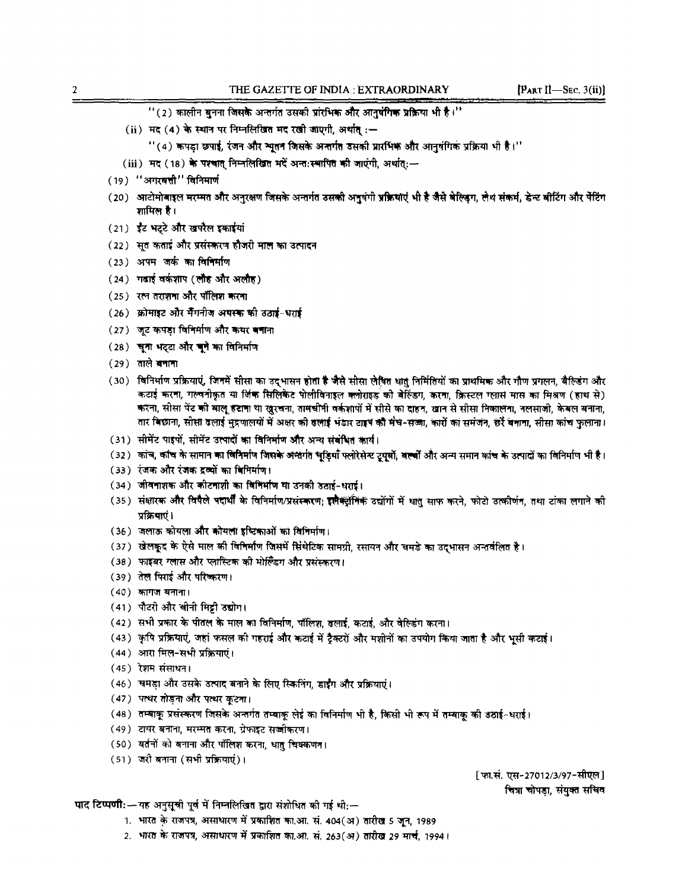"(2) कालीन बुनना जिसके अन्तर्गत उसकी प्रांरभिक और आनुषंगिक प्रक्रिया भी है।"

(ii) मद (4) के स्थान पर निम्नलिखित मद रखी जाएगी, अर्थात् :—

"(4) कपड़ा छपाई, रंजन और म्यूतन जिसके अन्तर्गत उसकी प्रारंभिक और आनुषंगिक प्रक्रिया भी है।"

(iii) मद (18) के पश्चात् निम्नलिखित मदें अन्त:स्थापित की जाएंगी, अर्थात्:—

(19) "अगरबत्ती" विनिर्माण

(20) आटोमोबाइल मरम्मत और अनुरक्षण जिसके अन्तर्गत उसकी अनुषंगी प्रक्रियाएं भी है जैसे वेल्डिंग, लेथ संकर्म, डेन्ट बीटिंग और पेंटिंग शामिल है।

(21) ईंट भट्टे और खपरैल इकाईयां

(22) सूत कताई और प्रसंस्करण हौजरी माल का उत्पादन

(23) अपम जर्क का विनिर्माण

(24) गढ़ाई वर्कशाप (लौह और अलौह)

(25) रत्न तराशना और पॉलिश करना

(26) क्रोमाइट और मैंगनीज अयस्क की उठाई-धराई

(27) जूट कपड़ा विनिर्माण और कयर बनाना

(28) चूना भट्टा और चूने का विनिर्माण

(29) ताले बनाना

(30) विनिर्माण प्रक्रियाएं, जिनमें सीसा का उद्भासन होता है जैसे सीसा लेपित धातु निर्मितियों का प्राथमिक और गौण प्रगलन, वैल्डिंग और कटाई करना, गल्वनीकृत या जिंक सिलिकेट पोलीविनाइल क्लोराइड की वेल्डिंग, करना, क्रिस्टल ग्लास मास का मिश्रण (हाथ से) करना, सीसा पेंट को बालू हटाना या खुरचना, तामचीनी वर्कशापों में सीसे का दाहन, खान से सीसा निकालना, नलसाजी, केबल बनाना, तार बिछाना, सीसा ढलाई मुद्रणालयों में अक्षर की ढलाई भंडार टाइप की मंच-सज्जा, कारों का समंजन, छर्रे बनाना, सीसा कांच फुलाना।

(31) सीमेंट पाइपों, सीमेंट उत्पादों का विनिर्माण और अन्य संबंधित कार्य।

(32) कांच, कांच के सामान का विनिर्माण जिसके अन्तर्गत चूड़ियां फ्लोरेसेन्ट ट्यूबों, बल्बों और अन्य समान कांच के उत्पादों का विनिर्माण भी है।

(33) रंजक और रंजक द्रव्यों का विनिर्माण।

(34) जीवनाशक और कीटनाशी का विनिर्माण या उनकी उठाई-धराई।

(35) संक्षारक और विषैले पदार्थों के विनिर्माण/प्रसंस्करण; इलैक्ट्रोनिक उद्योगों में धातु साफ करने, फोटो उत्कीर्णन, तथा टांका लगाने की प्रक्रियाएं।

(36) जलाऊ कोयला और कोयला इष्टिकाओं का विनिर्माण।

(37) खेलकूद के ऐसे माल की विनिर्माण जिसमें सिंथेटिक सामग्री, रसायन और चमड़े का उद्भासन अन्तर्वलित है।

(38) फाइबर ग्लास और प्लास्टिक की मोल्डिंग और प्रसंस्करण।

(39) तेल पिराई और परिष्करण।

(40) कागज बनाना।

(41) पौटरी और चीनी मिट्टी उद्योग।

(42) सभी प्रकार के पीतल के माल का विनिर्माण, पॉलिश, ढलाई, कटाई, और वेल्डिंग करना।

(43) कृषि प्रक्रियाएं, जहां फसल की गहराई और कटाई में ट्रैक्टरों और मशीनों का उपयोग किया जाता है और भूसी कटाई।

(44) आरा मिल-सभी प्रक्रियाएं।

(45) रेशम संसाधन।

(46) चमड़ा और उसके उत्पाद बनाने के लिए स्किनिंग, डाईंग और प्रक्रियाएं।

(47) पत्थर तोड़ना और पत्थर कूटना।

(48) तम्बाकू प्रसंस्करण जिसके अन्तर्गत तम्बाकू लेई का विनिर्माण भी है, किसी भी रूप में तम्बाकू की उठाई-धराई।

(49) टायर बनाना, मरम्मत करना, ग्रेफाइट सज्जीकरण।

(50) बर्तनों को बनाना और पॉलिश करना, धातु चिक्कणन।

(51) जरी बनाना (सभी प्रक्रियाएं)।

[फा.सं. एस-27012/3/97-सीएल]

चित्रा चोपड़ा, संयुक्त सचिव

**पाद टिप्पणी:**—यह अनुसूची पूर्व में निम्नलिखित द्वारा संशोधित की गई थी:—

1. भारत के राजपत्र, असाधारण में प्रकाशित का.आ. सं. 404(अ) तारीख 5 जून, 1989
2. भारत के राजपत्र, असाधारण में प्रकाशित का.आ. सं. 263(अ) तारीख 29 मार्च, 1994।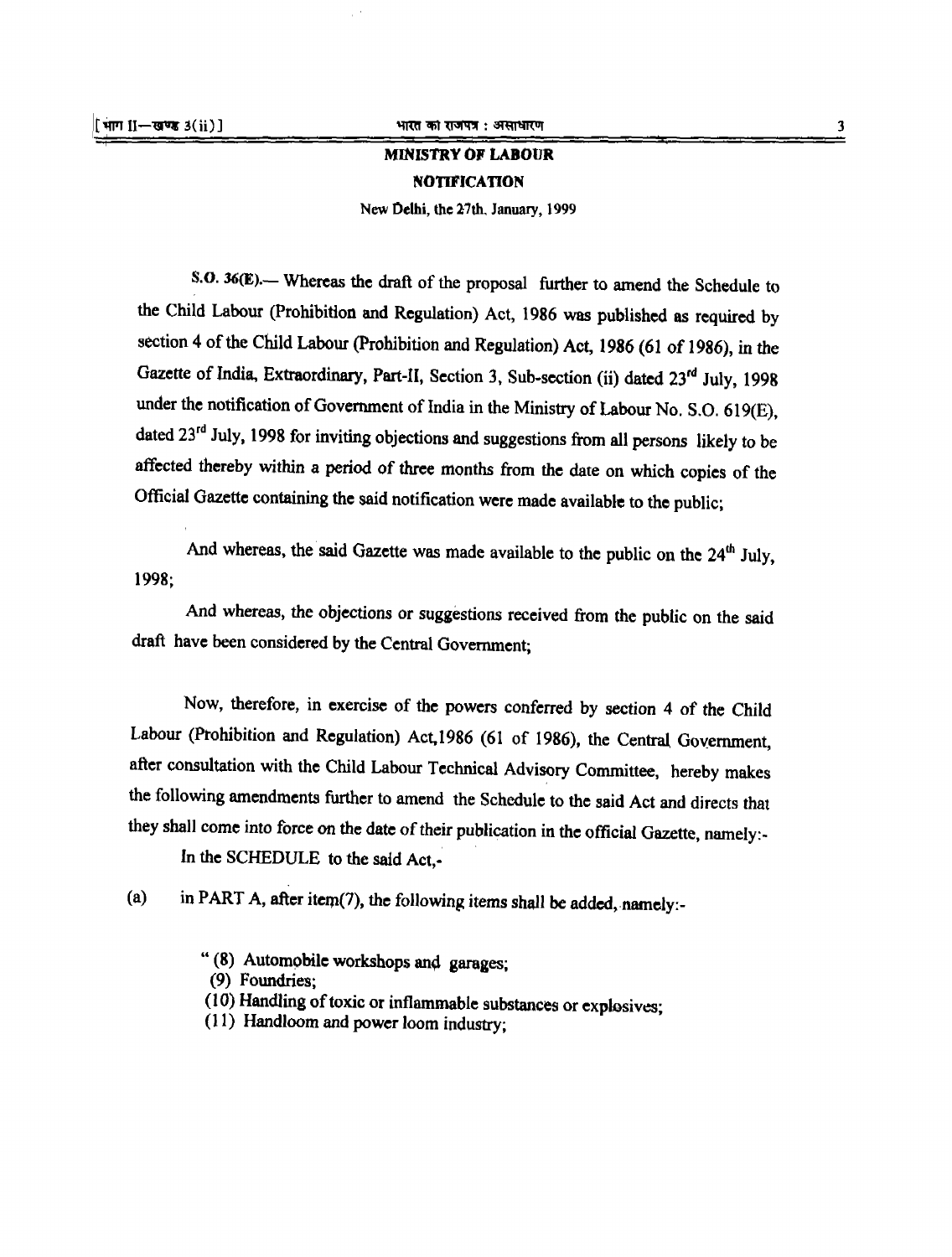## MINISTRY OF LABOUR

## NOTIFICATION

New Delhi, the 27th. January, 1999

**S.O. 36(E).**— Whereas the draft of the proposal further to amend the Schedule to the Child Labour (Prohibition and Regulation) Act, 1986 was published as required by section 4 of the Child Labour (Prohibition and Regulation) Act, 1986 (61 of 1986), in the Gazette of India, Extraordinary, Part-II, Section 3, Sub-section (ii) dated 23rd July, 1998 under the notification of Government of India in the Ministry of Labour No. S.O. 619(E), dated 23rd July, 1998 for inviting objections and suggestions from all persons likely to be affected thereby within a period of three months from the date on which copies of the Official Gazette containing the said notification were made available to the public;

And whereas, the said Gazette was made available to the public on the 24th July, 1998;

And whereas, the objections or suggestions received from the public on the said draft have been considered by the Central Government;

Now, therefore, in exercise of the powers conferred by section 4 of the Child Labour (Prohibition and Regulation) Act,1986 (61 of 1986), the Central Government, after consultation with the Child Labour Technical Advisory Committee, hereby makes the following amendments further to amend the Schedule to the said Act and directs that they shall come into force on the date of their publication in the official Gazette, namely:-

In the SCHEDULE to the said Act,-

(a) in PART A, after item(7), the following items shall be added, namely:-

"(8) Automobile workshops and garages;
(9) Foundries;
(10) Handling of toxic or inflammable substances or explosives;
(11) Handloom and power loom industry;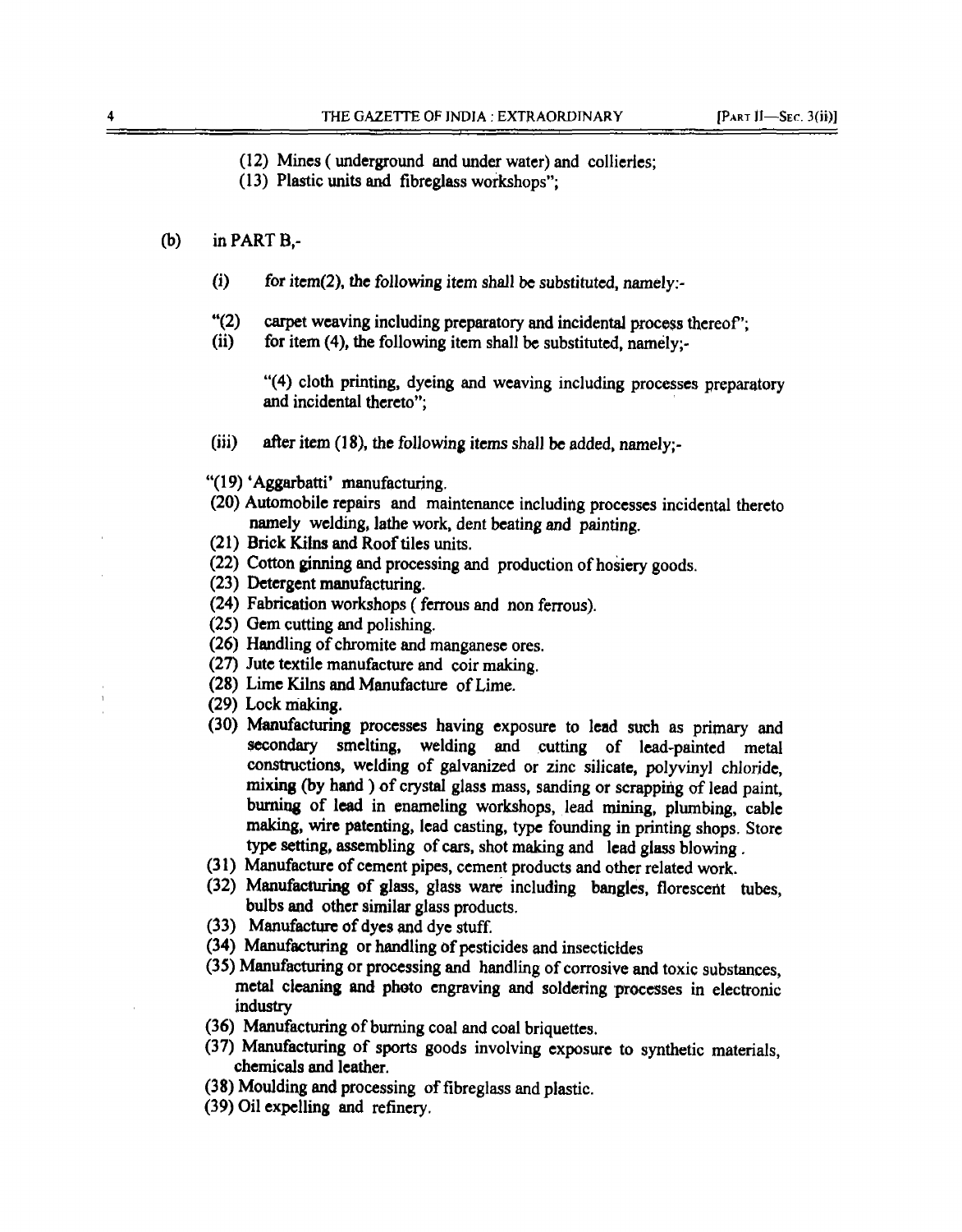(12) Mines ( underground and under water) and collieries;

(13) Plastic units and fibreglass workshops";

(b) in PART B,-

(i) for item(2), the following item shall be substituted, namely:-

"(2) carpet weaving including preparatory and incidental process thereof";

(ii) for item (4), the following item shall be substituted, namely;-

"(4) cloth printing, dyeing and weaving including processes preparatory and incidental thereto";

(iii) after item (18), the following items shall be added, namely;-

"(19) 'Aggarbatti' manufacturing.

(20) Automobile repairs and maintenance including processes incidental thereto namely welding, lathe work, dent beating and painting.

(21) Brick Kilns and Roof tiles units.

(22) Cotton ginning and processing and production of hosiery goods.

(23) Detergent manufacturing.

(24) Fabrication workshops ( ferrous and non ferrous).

(25) Gem cutting and polishing.

(26) Handling of chromite and manganese ores.

(27) Jute textile manufacture and coir making.

(28) Lime Kilns and Manufacture of Lime.

(29) Lock making.

(30) Manufacturing processes having exposure to lead such as primary and secondary smelting, welding and cutting of lead-painted metal constructions, welding of galvanized or zinc silicate, polyvinyl chloride, mixing (by hand ) of crystal glass mass, sanding or scrapping of lead paint, burning of lead in enameling workshops, lead mining, plumbing, cable making, wire patenting, lead casting, type founding in printing shops. Store type setting, assembling of cars, shot making and lead glass blowing .

(31) Manufacture of cement pipes, cement products and other related work.

(32) Manufacturing of glass, glass ware including bangles, florescent tubes, bulbs and other similar glass products.

(33) Manufacture of dyes and dye stuff.

(34) Manufacturing or handling of pesticides and insecticides

(35) Manufacturing or processing and handling of corrosive and toxic substances, metal cleaning and photo engraving and soldering processes in electronic industry

(36) Manufacturing of burning coal and coal briquettes.

(37) Manufacturing of sports goods involving exposure to synthetic materials, chemicals and leather.

(38) Moulding and processing of fibreglass and plastic.

(39) Oil expelling and refinery.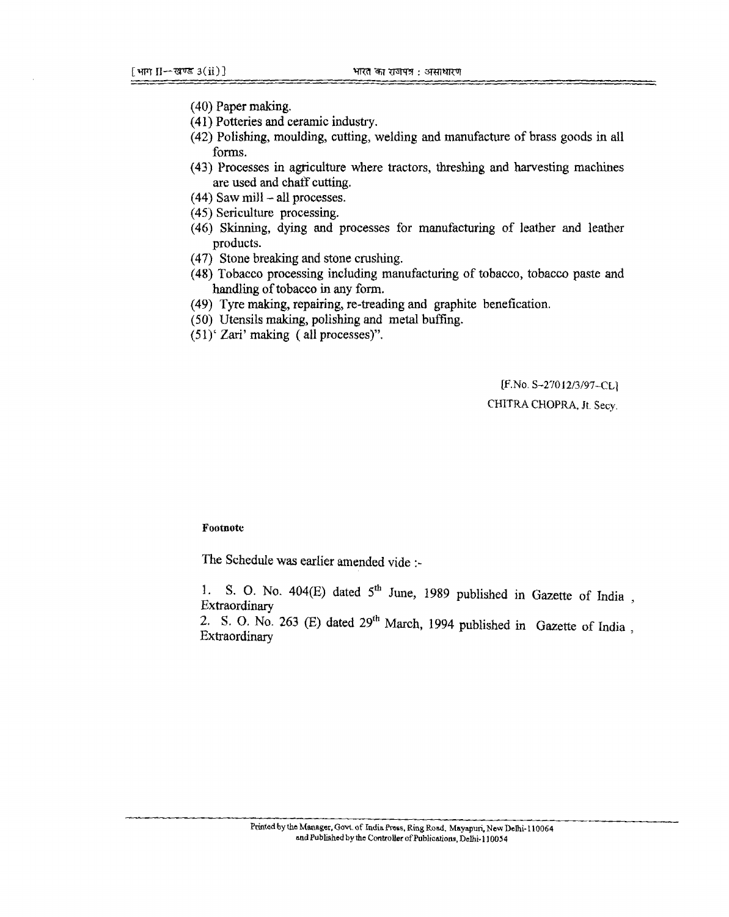(40) Paper making.

(41) Potteries and ceramic industry.

(42) Polishing, moulding, cutting, welding and manufacture of brass goods in all forms.

(43) Processes in agriculture where tractors, threshing and harvesting machines are used and chaff cutting.

(44) Saw mill – all processes.

(45) Sericulture processing.

(46) Skinning, dying and processes for manufacturing of leather and leather products.

(47) Stone breaking and stone crushing.

(48) Tobacco processing including manufacturing of tobacco, tobacco paste and handling of tobacco in any form.

(49) Tyre making, repairing, re-treading and graphite benefication.

(50) Utensils making, polishing and metal buffing.

(51)' Zari' making ( all processes)".

[F.No. S-27012/3/97-CL]

CHITRA CHOPRA, Jt. Secy.

**Footnote**

The Schedule was earlier amended vide :-

1. S. O. No. 404(E) dated 5th June, 1989 published in Gazette of India , Extraordinary
2. S. O. No. 263 (E) dated 29th March, 1994 published in Gazette of India , Extraordinary

Printed by the Manager, Govt. of India Press, Ring Road, Mayapuri, New Delhi-110064
and Published by the Controller of Publications, Delhi-110054